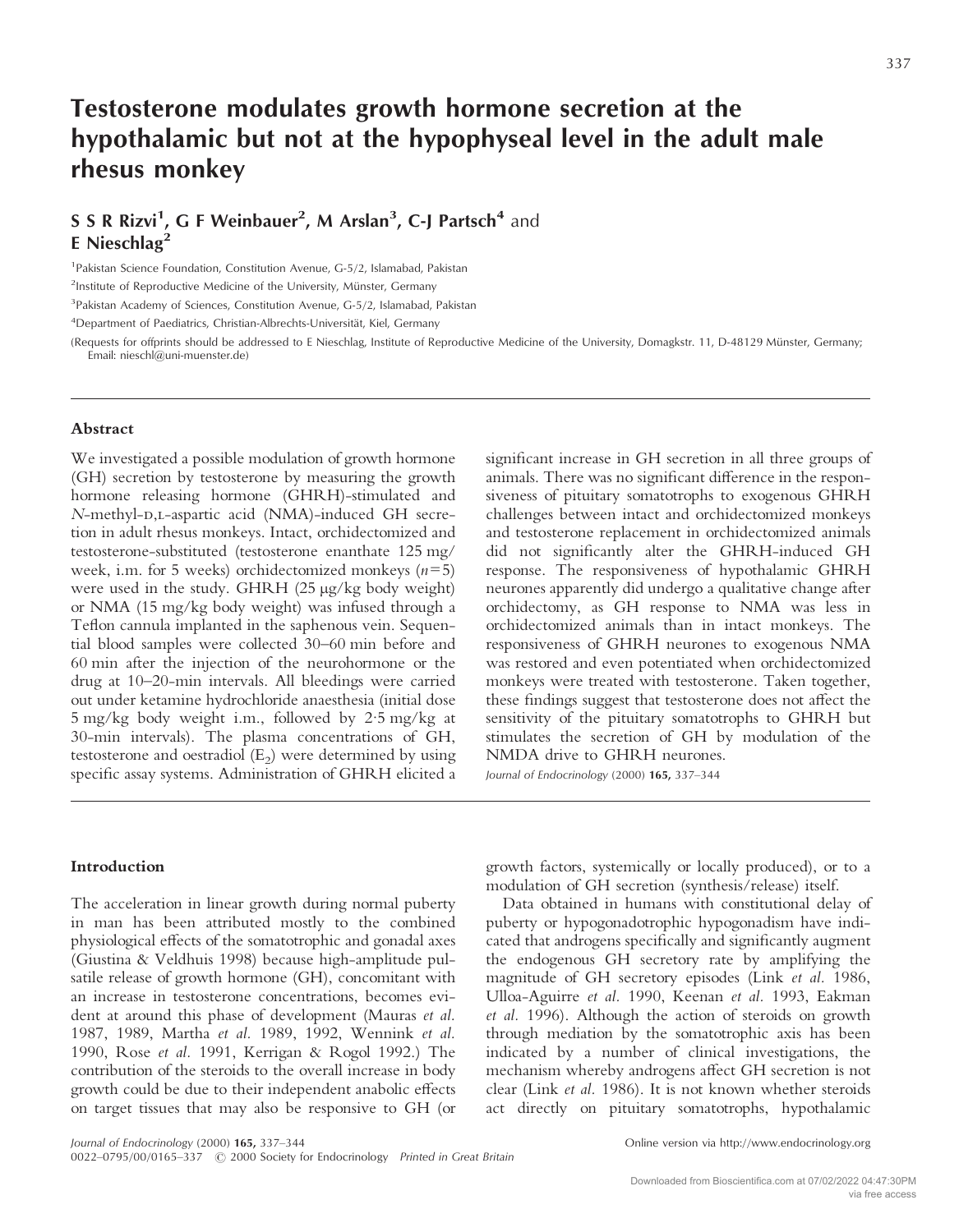# Testosterone modulates growth hormone secretion at the hypothalamic but not at the hypophyseal level in the adult male rhesus monkey

**S S R Rizvi[1], G F Weinbauer[2], M Arslan[3], C-J Partsch[4] and E Nieschlag[2]**

[1]Pakistan Science Foundation, Constitution Avenue, G-5/2, Islamabad, Pakistan

[2]Institute of Reproductive Medicine of the University, Münster, Germany

[3]Pakistan Academy of Sciences, Constitution Avenue, G-5/2, Islamabad, Pakistan

[4]Department of Paediatrics, Christian-Albrechts-Universität, Kiel, Germany

(Requests for offprints should be addressed to E Nieschlag, Institute of Reproductive Medicine of the University, Domagkstr. 11, D-48129 Münster, Germany; Email: nieschl@uni-muenster.de)

## Abstract

We investigated a possible modulation of growth hormone (GH) secretion by testosterone by measuring the growth hormone releasing hormone (GHRH)-stimulated and *N*-methyl-D,L-aspartic acid (NMA)-induced GH secretion in adult rhesus monkeys. Intact, orchidectomized and testosterone-substituted (testosterone enanthate 125 mg/week, i.m. for 5 weeks) orchidectomized monkeys ($n=5$) were used in the study. GHRH (25 µg/kg body weight) or NMA (15 mg/kg body weight) was infused through a Teflon cannula implanted in the saphenous vein. Sequential blood samples were collected 30–60 min before and 60 min after the injection of the neurohormone or the drug at 10–20-min intervals. All bleedings were carried out under ketamine hydrochloride anaesthesia (initial dose 5 mg/kg body weight i.m., followed by 2·5 mg/kg at 30-min intervals). The plasma concentrations of GH, testosterone and oestradiol ($E_2$) were determined by using specific assay systems. Administration of GHRH elicited a significant increase in GH secretion in all three groups of animals. There was no significant difference in the responsiveness of pituitary somatotrophs to exogenous GHRH challenges between intact and orchidectomized monkeys and testosterone replacement in orchidectomized animals did not significantly alter the GHRH-induced GH response. The responsiveness of hypothalamic GHRH neurones apparently did undergo a qualitative change after orchidectomy, as GH response to NMA was less in orchidectomized animals than in intact monkeys. The responsiveness of GHRH neurones to exogenous NMA was restored and even potentiated when orchidectomized monkeys were treated with testosterone. Taken together, these findings suggest that testosterone does not affect the sensitivity of the pituitary somatotrophs to GHRH but stimulates the secretion of GH by modulation of the NMDA drive to GHRH neurones.

*Journal of Endocrinology* (2000) **165,** 337–344

## Introduction

The acceleration in linear growth during normal puberty in man has been attributed mostly to the combined physiological effects of the somatotrophic and gonadal axes (Giustina & Veldhuis 1998) because high-amplitude pulsatile release of growth hormone (GH), concomitant with an increase in testosterone concentrations, becomes evident at around this phase of development (Mauras *et al.* 1987, 1989, Martha *et al.* 1989, 1992, Wennink *et al.* 1990, Rose *et al.* 1991, Kerrigan & Rogol 1992.) The contribution of the steroids to the overall increase in body growth could be due to their independent anabolic effects on target tissues that may also be responsive to GH (or growth factors, systemically or locally produced), or to a modulation of GH secretion (synthesis/release) itself.

Data obtained in humans with constitutional delay of puberty or hypogonadotrophic hypogonadism have indicated that androgens specifically and significantly augment the endogenous GH secretory rate by amplifying the magnitude of GH secretory episodes (Link *et al.* 1986, Ulloa-Aguirre *et al.* 1990, Keenan *et al.* 1993, Eakman *et al.* 1996). Although the action of steroids on growth through mediation by the somatotrophic axis has been indicated by a number of clinical investigations, the mechanism whereby androgens affect GH secretion is not clear (Link *et al.* 1986). It is not known whether steroids act directly on pituitary somatotrophs, hypothalamic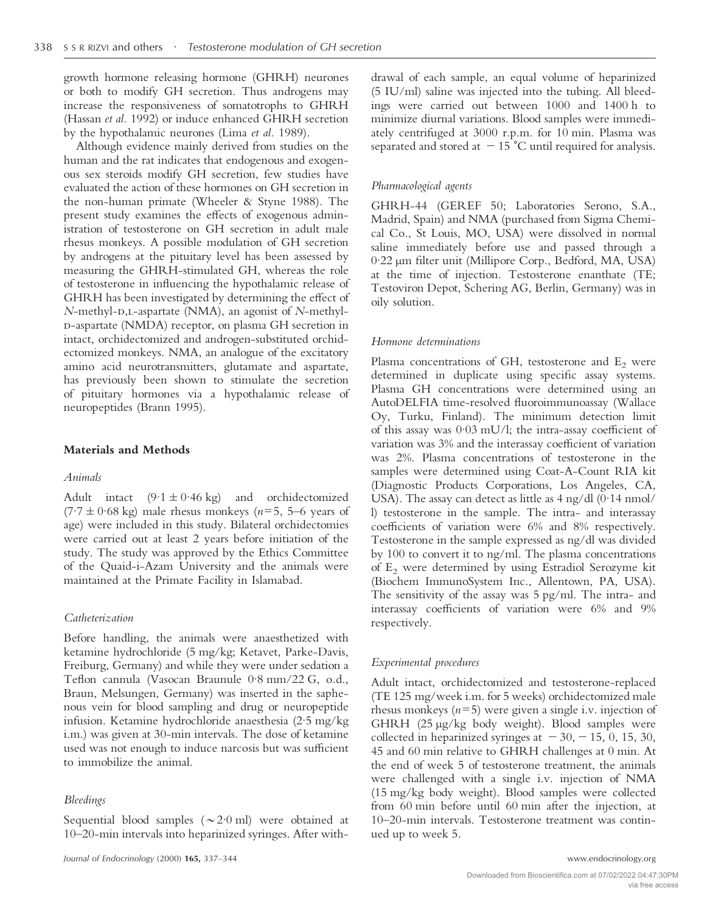growth hormone releasing hormone (GHRH) neurones or both to modify GH secretion. Thus androgens may increase the responsiveness of somatotrophs to GHRH (Hassan *et al.* 1992) or induce enhanced GHRH secretion by the hypothalamic neurones (Lima *et al.* 1989).

Although evidence mainly derived from studies on the human and the rat indicates that endogenous and exogenous sex steroids modify GH secretion, few studies have evaluated the action of these hormones on GH secretion in the non-human primate (Wheeler & Styne 1988). The present study examines the effects of exogenous administration of testosterone on GH secretion in adult male rhesus monkeys. A possible modulation of GH secretion by androgens at the pituitary level has been assessed by measuring the GHRH-stimulated GH, whereas the role of testosterone in influencing the hypothalamic release of GHRH has been investigated by determining the effect of *N*-methyl-D,L-aspartate (NMA), an agonist of *N*-methyl-D-aspartate (NMDA) receptor, on plasma GH secretion in intact, orchidectomized and androgen-substituted orchidectomized monkeys. NMA, an analogue of the excitatory amino acid neurotransmitters, glutamate and aspartate, has previously been shown to stimulate the secretion of pituitary hormones via a hypothalamic release of neuropeptides (Brann 1995).

## Materials and Methods

### *Animals*

Adult intact (9·1 ± 0·46 kg) and orchidectomized (7·7 ± 0·68 kg) male rhesus monkeys (*n*=5, 5–6 years of age) were included in this study. Bilateral orchidectomies were carried out at least 2 years before initiation of the study. The study was approved by the Ethics Committee of the Quaid-i-Azam University and the animals were maintained at the Primate Facility in Islamabad.

### *Catheterization*

Before handling, the animals were anaesthetized with ketamine hydrochloride (5 mg/kg; Ketavet, Parke-Davis, Freiburg, Germany) and while they were under sedation a Teflon cannula (Vasocan Braunule 0·8 mm/22 G, o.d., Braun, Melsungen, Germany) was inserted in the saphenous vein for blood sampling and drug or neuropeptide infusion. Ketamine hydrochloride anaesthesia (2·5 mg/kg i.m.) was given at 30-min intervals. The dose of ketamine used was not enough to induce narcosis but was sufficient to immobilize the animal.

### *Bleedings*

Sequential blood samples (~2·0 ml) were obtained at 10–20-min intervals into heparinized syringes. After withdrawal of each sample, an equal volume of heparinized (5 IU/ml) saline was injected into the tubing. All bleedings were carried out between 1000 and 1400 h to minimize diurnal variations. Blood samples were immediately centrifuged at 3000 r.p.m. for 10 min. Plasma was separated and stored at −15 °C until required for analysis.

### *Pharmacological agents*

GHRH-44 (GEREF 50; Laboratories Serono, S.A., Madrid, Spain) and NMA (purchased from Sigma Chemical Co., St Louis, MO, USA) were dissolved in normal saline immediately before use and passed through a 0·22 µm filter unit (Millipore Corp., Bedford, MA, USA) at the time of injection. Testosterone enanthate (TE; Testoviron Depot, Schering AG, Berlin, Germany) was in oily solution.

### *Hormone determinations*

Plasma concentrations of GH, testosterone and $E_2$ were determined in duplicate using specific assay systems. Plasma GH concentrations were determined using an AutoDELFIA time-resolved fluoroimmunoassay (Wallace Oy, Turku, Finland). The minimum detection limit of this assay was 0·03 mU/l; the intra-assay coefficient of variation was 3% and the interassay coefficient of variation was 2%. Plasma concentrations of testosterone in the samples were determined using Coat-A-Count RIA kit (Diagnostic Products Corporations, Los Angeles, CA, USA). The assay can detect as little as 4 ng/dl (0·14 nmol/l) testosterone in the sample. The intra- and interassay coefficients of variation were 6% and 8% respectively. Testosterone in the sample expressed as ng/dl was divided by 100 to convert it to ng/ml. The plasma concentrations of $E_2$ were determined by using Estradiol Serozyme kit (Biochem ImmunoSystem Inc., Allentown, PA, USA). The sensitivity of the assay was 5 pg/ml. The intra- and interassay coefficients of variation were 6% and 9% respectively.

### *Experimental procedures*

Adult intact, orchidectomized and testosterone-replaced (TE 125 mg/week i.m. for 5 weeks) orchidectomized male rhesus monkeys (*n*=5) were given a single i.v. injection of GHRH (25 µg/kg body weight). Blood samples were collected in heparinized syringes at −30, −15, 0, 15, 30, 45 and 60 min relative to GHRH challenges at 0 min. At the end of week 5 of testosterone treatment, the animals were challenged with a single i.v. injection of NMA (15 mg/kg body weight). Blood samples were collected from 60 min before until 60 min after the injection, at 10–20-min intervals. Testosterone treatment was continued up to week 5.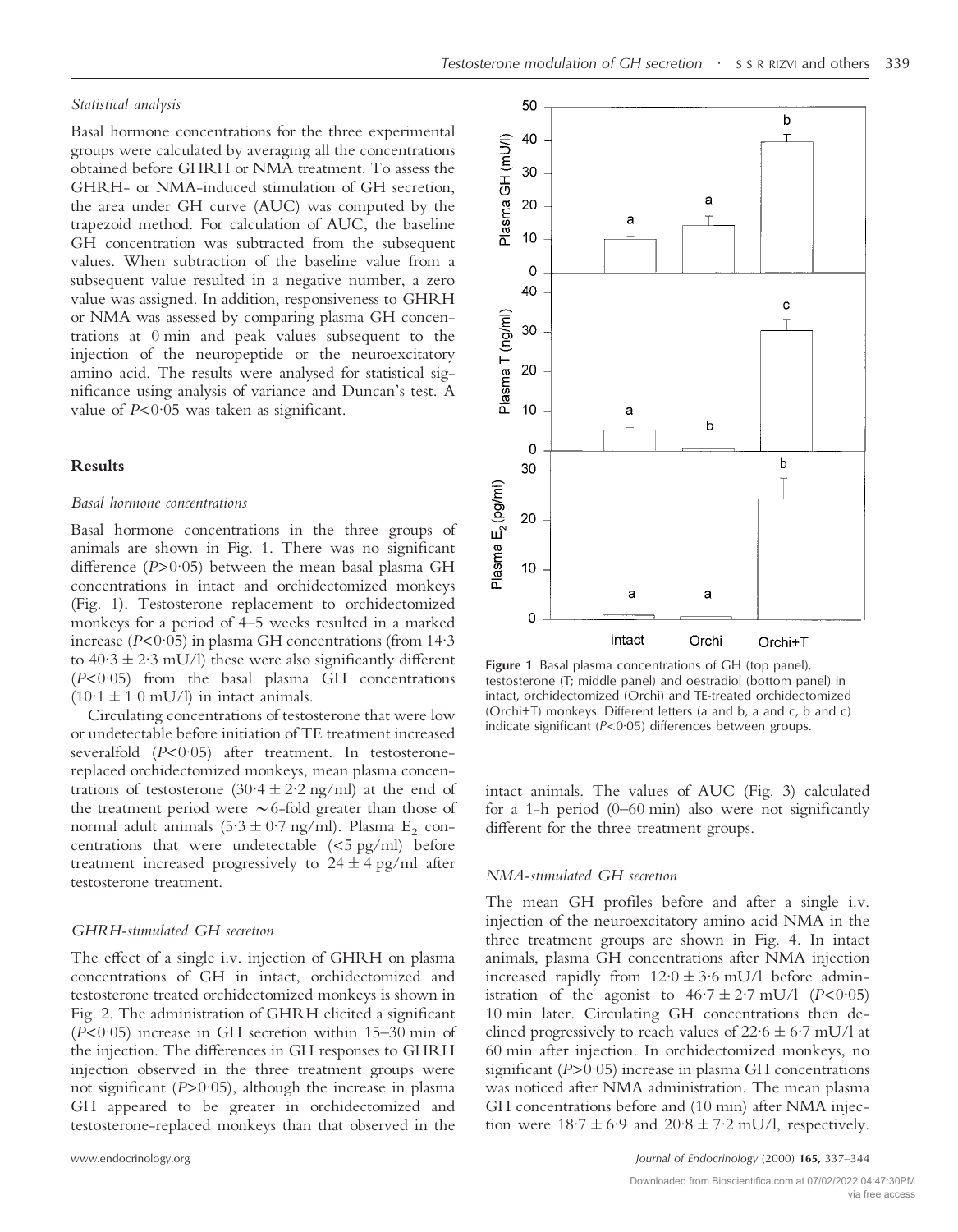### *Statistical analysis*

Basal hormone concentrations for the three experimental groups were calculated by averaging all the concentrations obtained before GHRH or NMA treatment. To assess the GHRH- or NMA-induced stimulation of GH secretion, the area under GH curve (AUC) was computed by the trapezoid method. For calculation of AUC, the baseline GH concentration was subtracted from the subsequent values. When subtraction of the baseline value from a subsequent value resulted in a negative number, a zero value was assigned. In addition, responsiveness to GHRH or NMA was assessed by comparing plasma GH concentrations at 0 min and peak values subsequent to the injection of the neuropeptide or the neuroexcitatory amino acid. The results were analysed for statistical significance using analysis of variance and Duncan's test. A value of $P<0{\cdot}05$ was taken as significant.

## Results

### *Basal hormone concentrations*

Basal hormone concentrations in the three groups of animals are shown in Fig. 1. There was no significant difference ($P>0{\cdot}05$) between the mean basal plasma GH concentrations in intact and orchidectomized monkeys (Fig. 1). Testosterone replacement to orchidectomized monkeys for a period of 4–5 weeks resulted in a marked increase ($P<0{\cdot}05$) in plasma GH concentrations (from 14·3 to 40·3 ± 2·3 mU/l) these were also significantly different ($P<0{\cdot}05$) from the basal plasma GH concentrations (10·1 ± 1·0 mU/l) in intact animals.

Circulating concentrations of testosterone that were low or undetectable before initiation of TE treatment increased severalfold ($P<0{\cdot}05$) after treatment. In testosterone-replaced orchidectomized monkeys, mean plasma concentrations of testosterone (30·4 ± 2·2 ng/ml) at the end of the treatment period were ~6-fold greater than those of normal adult animals (5·3 ± 0·7 ng/ml). Plasma $E_2$ concentrations that were undetectable (<5 pg/ml) before treatment increased progressively to 24 ± 4 pg/ml after testosterone treatment.

**Figure 1** Basal plasma concentrations of GH (top panel), testosterone (T; middle panel) and oestradiol (bottom panel) in intact, orchidectomized (Orchi) and TE-treated orchidectomized (Orchi+T) monkeys. Different letters (a and b, a and c, b and c) indicate significant ($P<0{\cdot}05$) differences between groups.

### *GHRH-stimulated GH secretion*

The effect of a single i.v. injection of GHRH on plasma concentrations of GH in intact, orchidectomized and testosterone treated orchidectomized monkeys is shown in Fig. 2. The administration of GHRH elicited a significant ($P<0{\cdot}05$) increase in GH secretion within 15–30 min of the injection. The differences in GH responses to GHRH injection observed in the three treatment groups were not significant ($P>0{\cdot}05$), although the increase in plasma GH appeared to be greater in orchidectomized and testosterone-replaced monkeys than that observed in the intact animals. The values of AUC (Fig. 3) calculated for a 1-h period (0–60 min) also were not significantly different for the three treatment groups.

### *NMA-stimulated GH secretion*

The mean GH profiles before and after a single i.v. injection of the neuroexcitatory amino acid NMA in the three treatment groups are shown in Fig. 4. In intact animals, plasma GH concentrations after NMA injection increased rapidly from 12·0 ± 3·6 mU/l before administration of the agonist to 46·7 ± 2·7 mU/l ($P<0{\cdot}05$) 10 min later. Circulating GH concentrations then declined progressively to reach values of 22·6 ± 6·7 mU/l at 60 min after injection. In orchidectomized monkeys, no significant ($P>0{\cdot}05$) increase in plasma GH concentrations was noticed after NMA administration. The mean plasma GH concentrations before and (10 min) after NMA injection were 18·7 ± 6·9 and 20·8 ± 7·2 mU/l, respectively.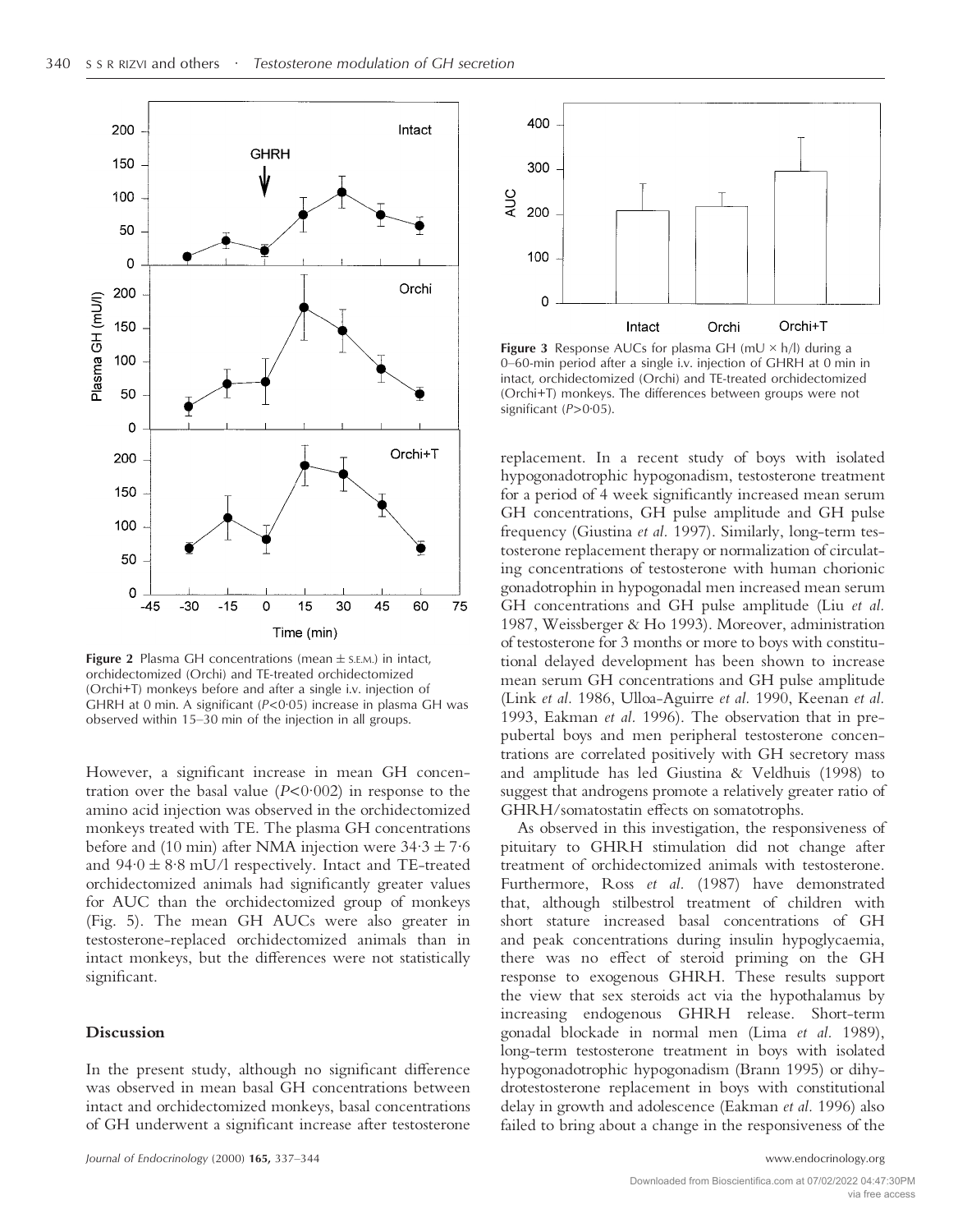**Figure 2** Plasma GH concentrations (mean ± S.E.M.) in intact, orchidectomized (Orchi) and TE-treated orchidectomized (Orchi+T) monkeys before and after a single i.v. injection of GHRH at 0 min. A significant ($P<0·05$) increase in plasma GH was observed within 15–30 min of the injection in all groups.

**Figure 3** Response AUCs for plasma GH (mU × h/l) during a 0–60-min period after a single i.v. injection of GHRH at 0 min in intact, orchidectomized (Orchi) and TE-treated orchidectomized (Orchi+T) monkeys. The differences between groups were not significant ($P>0·05$).

However, a significant increase in mean GH concentration over the basal value ($P<0·002$) in response to the amino acid injection was observed in the orchidectomized monkeys treated with TE. The plasma GH concentrations before and (10 min) after NMA injection were 34·3 ± 7·6 and 94·0 ± 8·8 mU/l respectively. Intact and TE-treated orchidectomized animals had significantly greater values for AUC than the orchidectomized group of monkeys (Fig. 5). The mean GH AUCs were also greater in testosterone-replaced orchidectomized animals than in intact monkeys, but the differences were not statistically significant.

## Discussion

In the present study, although no significant difference was observed in mean basal GH concentrations between intact and orchidectomized monkeys, basal concentrations of GH underwent a significant increase after testosterone replacement. In a recent study of boys with isolated hypogonadotrophic hypogonadism, testosterone treatment for a period of 4 week significantly increased mean serum GH concentrations, GH pulse amplitude and GH pulse frequency (Giustina *et al.* 1997). Similarly, long-term testosterone replacement therapy or normalization of circulating concentrations of testosterone with human chorionic gonadotrophin in hypogonadal men increased mean serum GH concentrations and GH pulse amplitude (Liu *et al.* 1987, Weissberger & Ho 1993). Moreover, administration of testosterone for 3 months or more to boys with constitutional delayed development has been shown to increase mean serum GH concentrations and GH pulse amplitude (Link *et al.* 1986, Ulloa-Aguirre *et al.* 1990, Keenan *et al.* 1993, Eakman *et al.* 1996). The observation that in prepubertal boys and men peripheral testosterone concentrations are correlated positively with GH secretory mass and amplitude has led Giustina & Veldhuis (1998) to suggest that androgens promote a relatively greater ratio of GHRH/somatostatin effects on somatotrophs.

As observed in this investigation, the responsiveness of pituitary to GHRH stimulation did not change after treatment of orchidectomized animals with testosterone. Furthermore, Ross *et al.* (1987) have demonstrated that, although stilbestrol treatment of children with short stature increased basal concentrations of GH and peak concentrations during insulin hypoglycaemia, there was no effect of steroid priming on the GH response to exogenous GHRH. These results support the view that sex steroids act via the hypothalamus by increasing endogenous GHRH release. Short-term gonadal blockade in normal men (Lima *et al.* 1989), long-term testosterone treatment in boys with isolated hypogonadotrophic hypogonadism (Brann 1995) or dihydrotestosterone replacement in boys with constitutional delay in growth and adolescence (Eakman *et al.* 1996) also failed to bring about a change in the responsiveness of the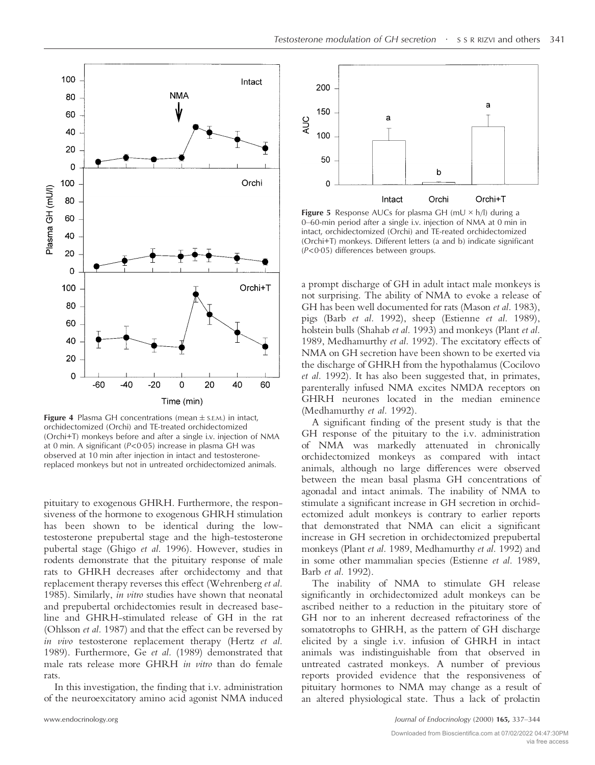**Figure 4** Plasma GH concentrations (mean ± S.E.M.) in intact, orchidectomized (Orchi) and TE-treated orchidectomized (Orchi+T) monkeys before and after a single i.v. injection of NMA at 0 min. A significant ($P$<0·05) increase in plasma GH was observed at 10 min after injection in intact and testosterone-replaced monkeys but not in untreated orchidectomized animals.

**Figure 5** Response AUCs for plasma GH (mU × h/l) during a 0–60-min period after a single i.v. injection of NMA at 0 min in intact, orchidectomized (Orchi) and TE-reated orchidectomized (Orchi+T) monkeys. Different letters (a and b) indicate significant ($P$<0·05) differences between groups.

pituitary to exogenous GHRH. Furthermore, the responsiveness of the hormone to exogenous GHRH stimulation has been shown to be identical during the low-testosterone prepubertal stage and the high-testosterone pubertal stage (Ghigo *et al.* 1996). However, studies in rodents demonstrate that the pituitary response of male rats to GHRH decreases after orchidectomy and that replacement therapy reverses this effect (Wehrenberg *et al.* 1985). Similarly, *in vitro* studies have shown that neonatal and prepubertal orchidectomies result in decreased baseline and GHRH-stimulated release of GH in the rat (Ohlsson *et al.* 1987) and that the effect can be reversed by *in vivo* testosterone replacement therapy (Hertz *et al.* 1989). Furthermore, Ge *et al.* (1989) demonstrated that male rats release more GHRH *in vitro* than do female rats.

In this investigation, the finding that i.v. administration of the neuroexcitatory amino acid agonist NMA induced a prompt discharge of GH in adult intact male monkeys is not surprising. The ability of NMA to evoke a release of GH has been well documented for rats (Mason *et al.* 1983), pigs (Barb *et al.* 1992), sheep (Estienne *et al.* 1989), holstein bulls (Shahab *et al.* 1993) and monkeys (Plant *et al.* 1989, Medhamurthy *et al.* 1992). The excitatory effects of NMA on GH secretion have been shown to be exerted via the discharge of GHRH from the hypothalamus (Cocilovo *et al.* 1992). It has also been suggested that, in primates, parenterally infused NMA excites NMDA receptors on GHRH neurones located in the median eminence (Medhamurthy *et al.* 1992).

A significant finding of the present study is that the GH response of the pituitary to the i.v. administration of NMA was markedly attenuated in chronically orchidectomized monkeys as compared with intact animals, although no large differences were observed between the mean basal plasma GH concentrations of agonadal and intact animals. The inability of NMA to stimulate a significant increase in GH secretion in orchidectomized adult monkeys is contrary to earlier reports that demonstrated that NMA can elicit a significant increase in GH secretion in orchidectomized prepubertal monkeys (Plant *et al.* 1989, Medhamurthy *et al.* 1992) and in some other mammalian species (Estienne *et al.* 1989, Barb *et al.* 1992).

The inability of NMA to stimulate GH release significantly in orchidectomized adult monkeys can be ascribed neither to a reduction in the pituitary store of GH nor to an inherent decreased refractoriness of the somatotrophs to GHRH, as the pattern of GH discharge elicited by a single i.v. infusion of GHRH in intact animals was indistinguishable from that observed in untreated castrated monkeys. A number of previous reports provided evidence that the responsiveness of pituitary hormones to NMA may change as a result of an altered physiological state. Thus a lack of prolactin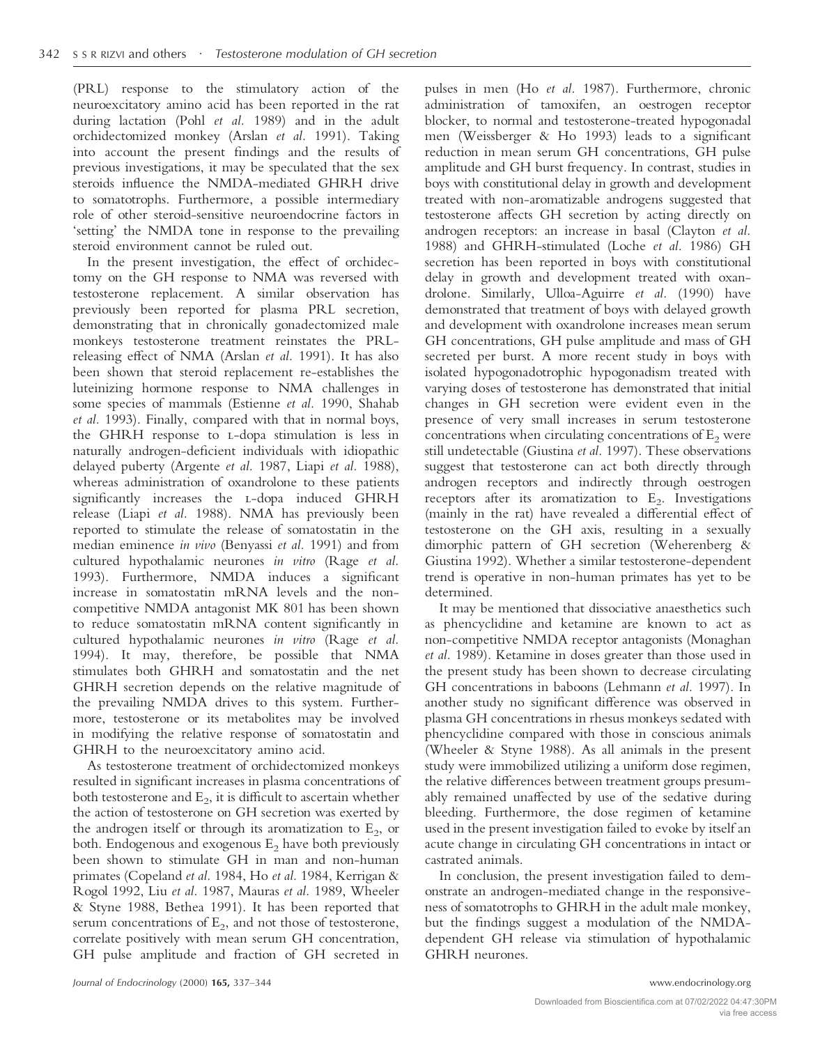(PRL) response to the stimulatory action of the neuroexcitatory amino acid has been reported in the rat during lactation (Pohl *et al.* 1989) and in the adult orchidectomized monkey (Arslan *et al.* 1991). Taking into account the present findings and the results of previous investigations, it may be speculated that the sex steroids influence the NMDA-mediated GHRH drive to somatotrophs. Furthermore, a possible intermediary role of other steroid-sensitive neuroendocrine factors in 'setting' the NMDA tone in response to the prevailing steroid environment cannot be ruled out.

In the present investigation, the effect of orchidectomy on the GH response to NMA was reversed with testosterone replacement. A similar observation has previously been reported for plasma PRL secretion, demonstrating that in chronically gonadectomized male monkeys testosterone treatment reinstates the PRL-releasing effect of NMA (Arslan *et al.* 1991). It has also been shown that steroid replacement re-establishes the luteinizing hormone response to NMA challenges in some species of mammals (Estienne *et al.* 1990, Shahab *et al.* 1993). Finally, compared with that in normal boys, the GHRH response to L-dopa stimulation is less in naturally androgen-deficient individuals with idiopathic delayed puberty (Argente *et al.* 1987, Liapi *et al.* 1988), whereas administration of oxandrolone to these patients significantly increases the L-dopa induced GHRH release (Liapi *et al.* 1988). NMA has previously been reported to stimulate the release of somatostatin in the median eminence *in vivo* (Benyassi *et al.* 1991) and from cultured hypothalamic neurones *in vitro* (Rage *et al.* 1993). Furthermore, NMDA induces a significant increase in somatostatin mRNA levels and the non-competitive NMDA antagonist MK 801 has been shown to reduce somatostatin mRNA content significantly in cultured hypothalamic neurones *in vitro* (Rage *et al.* 1994). It may, therefore, be possible that NMA stimulates both GHRH and somatostatin and the net GHRH secretion depends on the relative magnitude of the prevailing NMDA drives to this system. Furthermore, testosterone or its metabolites may be involved in modifying the relative response of somatostatin and GHRH to the neuroexcitatory amino acid.

As testosterone treatment of orchidectomized monkeys resulted in significant increases in plasma concentrations of both testosterone and $E_2$, it is difficult to ascertain whether the action of testosterone on GH secretion was exerted by the androgen itself or through its aromatization to $E_2$, or both. Endogenous and exogenous $E_2$ have both previously been shown to stimulate GH in man and non-human primates (Copeland *et al.* 1984, Ho *et al.* 1984, Kerrigan & Rogol 1992, Liu *et al.* 1987, Mauras *et al.* 1989, Wheeler & Styne 1988, Bethea 1991). It has been reported that serum concentrations of $E_2$, and not those of testosterone, correlate positively with mean serum GH concentration, GH pulse amplitude and fraction of GH secreted in pulses in men (Ho *et al.* 1987). Furthermore, chronic administration of tamoxifen, an oestrogen receptor blocker, to normal and testosterone-treated hypogonadal men (Weissberger & Ho 1993) leads to a significant reduction in mean serum GH concentrations, GH pulse amplitude and GH burst frequency. In contrast, studies in boys with constitutional delay in growth and development treated with non-aromatizable androgens suggested that testosterone affects GH secretion by acting directly on androgen receptors: an increase in basal (Clayton *et al.* 1988) and GHRH-stimulated (Loche *et al.* 1986) GH secretion has been reported in boys with constitutional delay in growth and development treated with oxandrolone. Similarly, Ulloa-Aguirre *et al.* (1990) have demonstrated that treatment of boys with delayed growth and development with oxandrolone increases mean serum GH concentrations, GH pulse amplitude and mass of GH secreted per burst. A more recent study in boys with isolated hypogonadotrophic hypogonadism treated with varying doses of testosterone has demonstrated that initial changes in GH secretion were evident even in the presence of very small increases in serum testosterone concentrations when circulating concentrations of $E_2$ were still undetectable (Giustina *et al.* 1997). These observations suggest that testosterone can act both directly through androgen receptors and indirectly through oestrogen receptors after its aromatization to $E_2$. Investigations (mainly in the rat) have revealed a differential effect of testosterone on the GH axis, resulting in a sexually dimorphic pattern of GH secretion (Weherenberg & Giustina 1992). Whether a similar testosterone-dependent trend is operative in non-human primates has yet to be determined.

It may be mentioned that dissociative anaesthetics such as phencyclidine and ketamine are known to act as non-competitive NMDA receptor antagonists (Monaghan *et al.* 1989). Ketamine in doses greater than those used in the present study has been shown to decrease circulating GH concentrations in baboons (Lehmann *et al.* 1997). In another study no significant difference was observed in plasma GH concentrations in rhesus monkeys sedated with phencyclidine compared with those in conscious animals (Wheeler & Styne 1988). As all animals in the present study were immobilized utilizing a uniform dose regimen, the relative differences between treatment groups presumably remained unaffected by use of the sedative during bleeding. Furthermore, the dose regimen of ketamine used in the present investigation failed to evoke by itself an acute change in circulating GH concentrations in intact or castrated animals.

In conclusion, the present investigation failed to demonstrate an androgen-mediated change in the responsiveness of somatotrophs to GHRH in the adult male monkey, but the findings suggest a modulation of the NMDA-dependent GH release via stimulation of hypothalamic GHRH neurones.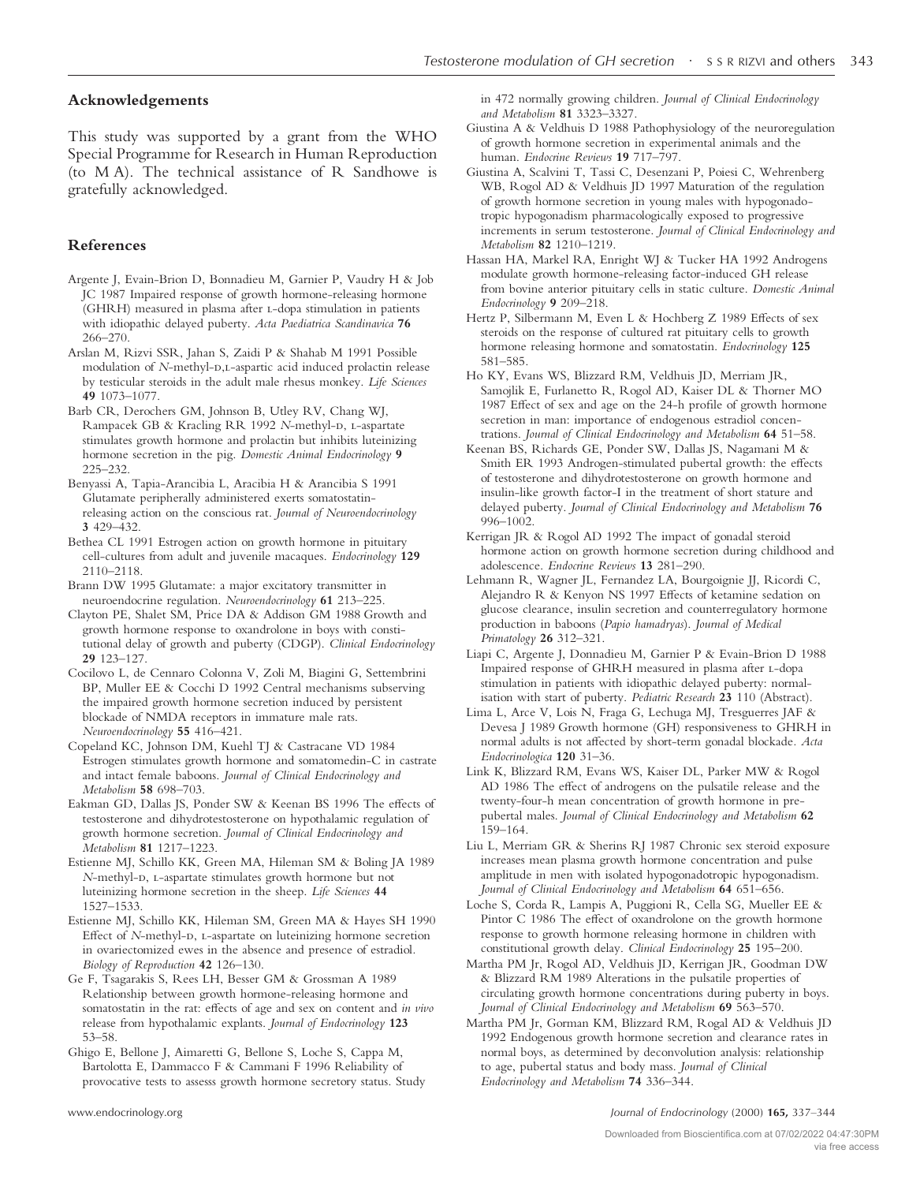## Acknowledgements

This study was supported by a grant from the WHO Special Programme for Research in Human Reproduction (to M A). The technical assistance of R Sandhowe is gratefully acknowledged.

## References

Argente J, Evain-Brion D, Bonnadieu M, Garnier P, Vaudry H & Job JC 1987 Impaired response of growth hormone-releasing hormone (GHRH) measured in plasma after L-dopa stimulation in patients with idiopathic delayed puberty. *Acta Paediatrica Scandinavica* **76** 266–270.

Arslan M, Rizvi SSR, Jahan S, Zaidi P & Shahab M 1991 Possible modulation of *N*-methyl-D,L-aspartic acid induced prolactin release by testicular steroids in the adult male rhesus monkey. *Life Sciences* **49** 1073–1077.

Barb CR, Derochers GM, Johnson B, Utley RV, Chang WJ, Rampacek GB & Kracling RR 1992 *N*-methyl-D, L-aspartate stimulates growth hormone and prolactin but inhibits luteinizing hormone secretion in the pig. *Domestic Animal Endocrinology* **9** 225–232.

Benyassi A, Tapia-Arancibia L, Aracibia H & Arancibia S 1991 Glutamate peripherally administered exerts somatostatin-releasing action on the conscious rat. *Journal of Neuroendocrinology* **3** 429–432.

Bethea CL 1991 Estrogen action on growth hormone in pituitary cell-cultures from adult and juvenile macaques. *Endocrinology* **129** 2110–2118.

Brann DW 1995 Glutamate: a major excitatory transmitter in neuroendocrine regulation. *Neuroendocrinology* **61** 213–225.

Clayton PE, Shalet SM, Price DA & Addison GM 1988 Growth and growth hormone response to oxandrolone in boys with constitutional delay of growth and puberty (CDGP). *Clinical Endocrinology* **29** 123–127.

Cocilovo L, de Cennaro Colonna V, Zoli M, Biagini G, Settembrini BP, Muller EE & Cocchi D 1992 Central mechanisms subserving the impaired growth hormone secretion induced by persistent blockade of NMDA receptors in immature male rats. *Neuroendocrinology* **55** 416–421.

Copeland KC, Johnson DM, Kuehl TJ & Castracane VD 1984 Estrogen stimulates growth hormone and somatomedin-C in castrate and intact female baboons. *Journal of Clinical Endocrinology and Metabolism* **58** 698–703.

Eakman GD, Dallas JS, Ponder SW & Keenan BS 1996 The effects of testosterone and dihydrotestosterone on hypothalamic regulation of growth hormone secretion. *Journal of Clinical Endocrinology and Metabolism* **81** 1217–1223.

Estienne MJ, Schillo KK, Green MA, Hileman SM & Boling JA 1989 *N*-methyl-D, L-aspartate stimulates growth hormone but not luteinizing hormone secretion in the sheep. *Life Sciences* **44** 1527–1533.

Estienne MJ, Schillo KK, Hileman SM, Green MA & Hayes SH 1990 Effect of *N*-methyl-D, L-aspartate on luteinizing hormone secretion in ovariectomized ewes in the absence and presence of estradiol. *Biology of Reproduction* **42** 126–130.

Ge F, Tsagarakis S, Rees LH, Besser GM & Grossman A 1989 Relationship between growth hormone-releasing hormone and somatostatin in the rat: effects of age and sex on content and *in vivo* release from hypothalamic explants. *Journal of Endocrinology* **123** 53–58.

Ghigo E, Bellone J, Aimaretti G, Bellone S, Loche S, Cappa M, Bartolotta E, Dammacco F & Cammani F 1996 Reliability of provocative tests to assess growth hormone secretory status. Study in 472 normally growing children. *Journal of Clinical Endocrinology and Metabolism* **81** 3323–3327.

Giustina A & Veldhuis D 1988 Pathophysiology of the neuroregulation of growth hormone secretion in experimental animals and the human. *Endocrine Reviews* **19** 717–797.

Giustina A, Scalvini T, Tassi C, Desenzani P, Poiesi C, Wehrenberg WB, Rogol AD & Veldhuis JD 1997 Maturation of the regulation of growth hormone secretion in young males with hypogonadotropic hypogonadism pharmacologically exposed to progressive increments in serum testosterone. *Journal of Clinical Endocrinology and Metabolism* **82** 1210–1219.

Hassan HA, Markel RA, Enright WJ & Tucker HA 1992 Androgens modulate growth hormone-releasing factor-induced GH release from bovine anterior pituitary cells in static culture. *Domestic Animal Endocrinology* **9** 209–218.

Hertz P, Silbermann M, Even L & Hochberg Z 1989 Effects of sex steroids on the response of cultured rat pituitary cells to growth hormone releasing hormone and somatostatin. *Endocrinology* **125** 581–585.

Ho KY, Evans WS, Blizzard RM, Veldhuis JD, Merriam JR, Samojlik E, Furlanetto R, Rogol AD, Kaiser DL & Thorner MO 1987 Effect of sex and age on the 24-h profile of growth hormone secretion in man: importance of endogenous estradiol concentrations. *Journal of Clinical Endocrinology and Metabolism* **64** 51–58.

Keenan BS, Richards GE, Ponder SW, Dallas JS, Nagamani M & Smith ER 1993 Androgen-stimulated pubertal growth: the effects of testosterone and dihydrotestosterone on growth hormone and insulin-like growth factor-I in the treatment of short stature and delayed puberty. *Journal of Clinical Endocrinology and Metabolism* **76** 996–1002.

Kerrigan JR & Rogol AD 1992 The impact of gonadal steroid hormone action on growth hormone secretion during childhood and adolescence. *Endocrine Reviews* **13** 281–290.

Lehmann R, Wagner JL, Fernandez LA, Bourgoignie JJ, Ricordi C, Alejandro R & Kenyon NS 1997 Effects of ketamine sedation on glucose clearance, insulin secretion and counterregulatory hormone production in baboons (*Papio hamadryas*). *Journal of Medical Primatology* **26** 312–321.

Liapi C, Argente J, Donnadieu M, Garnier P & Evain-Brion D 1988 Impaired response of GHRH measured in plasma after L-dopa stimulation in patients with idiopathic delayed puberty: normalisation with start of puberty. *Pediatric Research* **23** 110 (Abstract).

Lima L, Arce V, Lois N, Fraga G, Lechuga MJ, Tresguerres JAF & Devesa J 1989 Growth hormone (GH) responsiveness to GHRH in normal adults is not affected by short-term gonadal blockade. *Acta Endocrinologica* **120** 31–36.

Link K, Blizzard RM, Evans WS, Kaiser DL, Parker MW & Rogol AD 1986 The effect of androgens on the pulsatile release and the twenty-four-h mean concentration of growth hormone in prepubertal males. *Journal of Clinical Endocrinology and Metabolism* **62** 159–164.

Liu L, Merriam GR & Sherins RJ 1987 Chronic sex steroid exposure increases mean plasma growth hormone concentration and pulse amplitude in men with isolated hypogonadotropic hypogonadism. *Journal of Clinical Endocrinology and Metabolism* **64** 651–656.

Loche S, Corda R, Lampis A, Puggioni R, Cella SG, Mueller EE & Pintor C 1986 The effect of oxandrolone on the growth hormone response to growth hormone releasing hormone in children with constitutional growth delay. *Clinical Endocrinology* **25** 195–200.

Martha PM Jr, Rogol AD, Veldhuis JD, Kerrigan JR, Goodman DW & Blizzard RM 1989 Alterations in the pulsatile properties of circulating growth hormone concentrations during puberty in boys. *Journal of Clinical Endocrinology and Metabolism* **69** 563–570.

Martha PM Jr, Gorman KM, Blizzard RM, Rogal AD & Veldhuis JD 1992 Endogenous growth hormone secretion and clearance rates in normal boys, as determined by deconvolution analysis: relationship to age, pubertal status and body mass. *Journal of Clinical Endocrinology and Metabolism* **74** 336–344.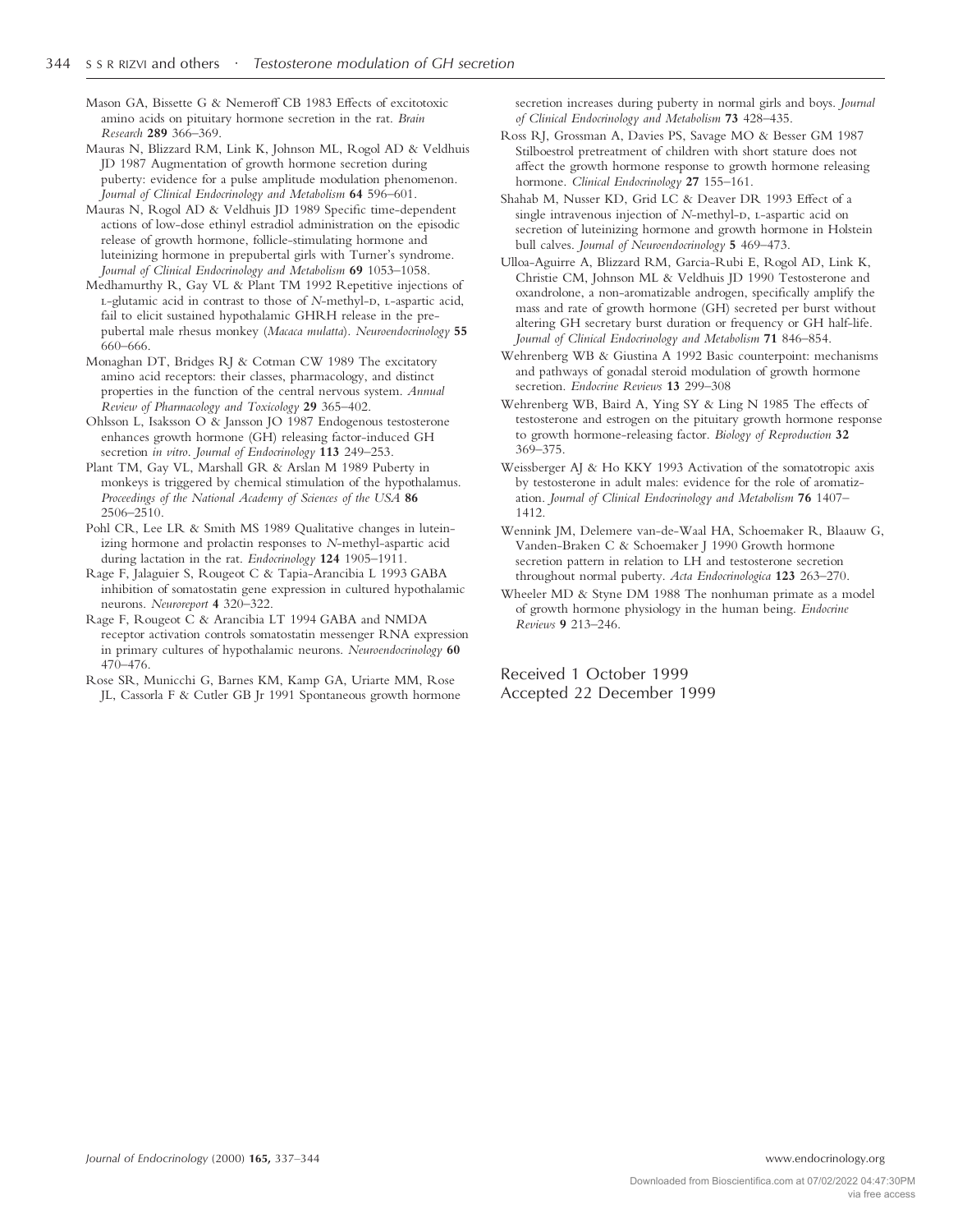Mason GA, Bissette G & Nemeroff CB 1983 Effects of excitotoxic amino acids on pituitary hormone secretion in the rat. *Brain Research* **289** 366–369.

Mauras N, Blizzard RM, Link K, Johnson ML, Rogol AD & Veldhuis JD 1987 Augmentation of growth hormone secretion during puberty: evidence for a pulse amplitude modulation phenomenon. *Journal of Clinical Endocrinology and Metabolism* **64** 596–601.

Mauras N, Rogol AD & Veldhuis JD 1989 Specific time-dependent actions of low-dose ethinyl estradiol administration on the episodic release of growth hormone, follicle-stimulating hormone and luteinizing hormone in prepubertal girls with Turner's syndrome. *Journal of Clinical Endocrinology and Metabolism* **69** 1053–1058.

Medhamurthy R, Gay VL & Plant TM 1992 Repetitive injections of L-glutamic acid in contrast to those of *N*-methyl-D, L-aspartic acid, fail to elicit sustained hypothalamic GHRH release in the prepubertal male rhesus monkey (*Macaca mulatta*). *Neuroendocrinology* **55** 660–666.

Monaghan DT, Bridges RJ & Cotman CW 1989 The excitatory amino acid receptors: their classes, pharmacology, and distinct properties in the function of the central nervous system. *Annual Review of Pharmacology and Toxicology* **29** 365–402.

Ohlsson L, Isaksson O & Jansson JO 1987 Endogenous testosterone enhances growth hormone (GH) releasing factor-induced GH secretion *in vitro*. *Journal of Endocrinology* **113** 249–253.

Plant TM, Gay VL, Marshall GR & Arslan M 1989 Puberty in monkeys is triggered by chemical stimulation of the hypothalamus. *Proceedings of the National Academy of Sciences of the USA* **86** 2506–2510.

Pohl CR, Lee LR & Smith MS 1989 Qualitative changes in luteinizing hormone and prolactin responses to *N*-methyl-aspartic acid during lactation in the rat. *Endocrinology* **124** 1905–1911.

Rage F, Jalaguier S, Rougeot C & Tapia-Arancibia L 1993 GABA inhibition of somatostatin gene expression in cultured hypothalamic neurons. *Neuroreport* **4** 320–322.

Rage F, Rougeot C & Arancibia LT 1994 GABA and NMDA receptor activation controls somatostatin messenger RNA expression in primary cultures of hypothalamic neurons. *Neuroendocrinology* **60** 470–476.

Rose SR, Municchi G, Barnes KM, Kamp GA, Uriarte MM, Rose JL, Cassorla F & Cutler GB Jr 1991 Spontaneous growth hormone secretion increases during puberty in normal girls and boys. *Journal of Clinical Endocrinology and Metabolism* **73** 428–435.

Ross RJ, Grossman A, Davies PS, Savage MO & Besser GM 1987 Stilboestrol pretreatment of children with short stature does not affect the growth hormone response to growth hormone releasing hormone. *Clinical Endocrinology* **27** 155–161.

Shahab M, Nusser KD, Grid LC & Deaver DR 1993 Effect of a single intravenous injection of *N*-methyl-D, L-aspartic acid on secretion of luteinizing hormone and growth hormone in Holstein bull calves. *Journal of Neuroendocrinology* **5** 469–473.

Ulloa-Aguirre A, Blizzard RM, Garcia-Rubi E, Rogol AD, Link K, Christie CM, Johnson ML & Veldhuis JD 1990 Testosterone and oxandrolone, a non-aromatizable androgen, specifically amplify the mass and rate of growth hormone (GH) secreted per burst without altering GH secretary burst duration or frequency or GH half-life. *Journal of Clinical Endocrinology and Metabolism* **71** 846–854.

Wehrenberg WB & Giustina A 1992 Basic counterpoint: mechanisms and pathways of gonadal steroid modulation of growth hormone secretion. *Endocrine Reviews* **13** 299–308

Wehrenberg WB, Baird A, Ying SY & Ling N 1985 The effects of testosterone and estrogen on the pituitary growth hormone response to growth hormone-releasing factor. *Biology of Reproduction* **32** 369–375.

Weissberger AJ & Ho KKY 1993 Activation of the somatotropic axis by testosterone in adult males: evidence for the role of aromatization. *Journal of Clinical Endocrinology and Metabolism* **76** 1407–1412.

Wennink JM, Delemere van-de-Waal HA, Schoemaker R, Blaauw G, Vanden-Braken C & Schoemaker J 1990 Growth hormone secretion pattern in relation to LH and testosterone secretion throughout normal puberty. *Acta Endocrinologica* **123** 263–270.

Wheeler MD & Styne DM 1988 The nonhuman primate as a model of growth hormone physiology in the human being. *Endocrine Reviews* **9** 213–246.

Received 1 October 1999
Accepted 22 December 1999